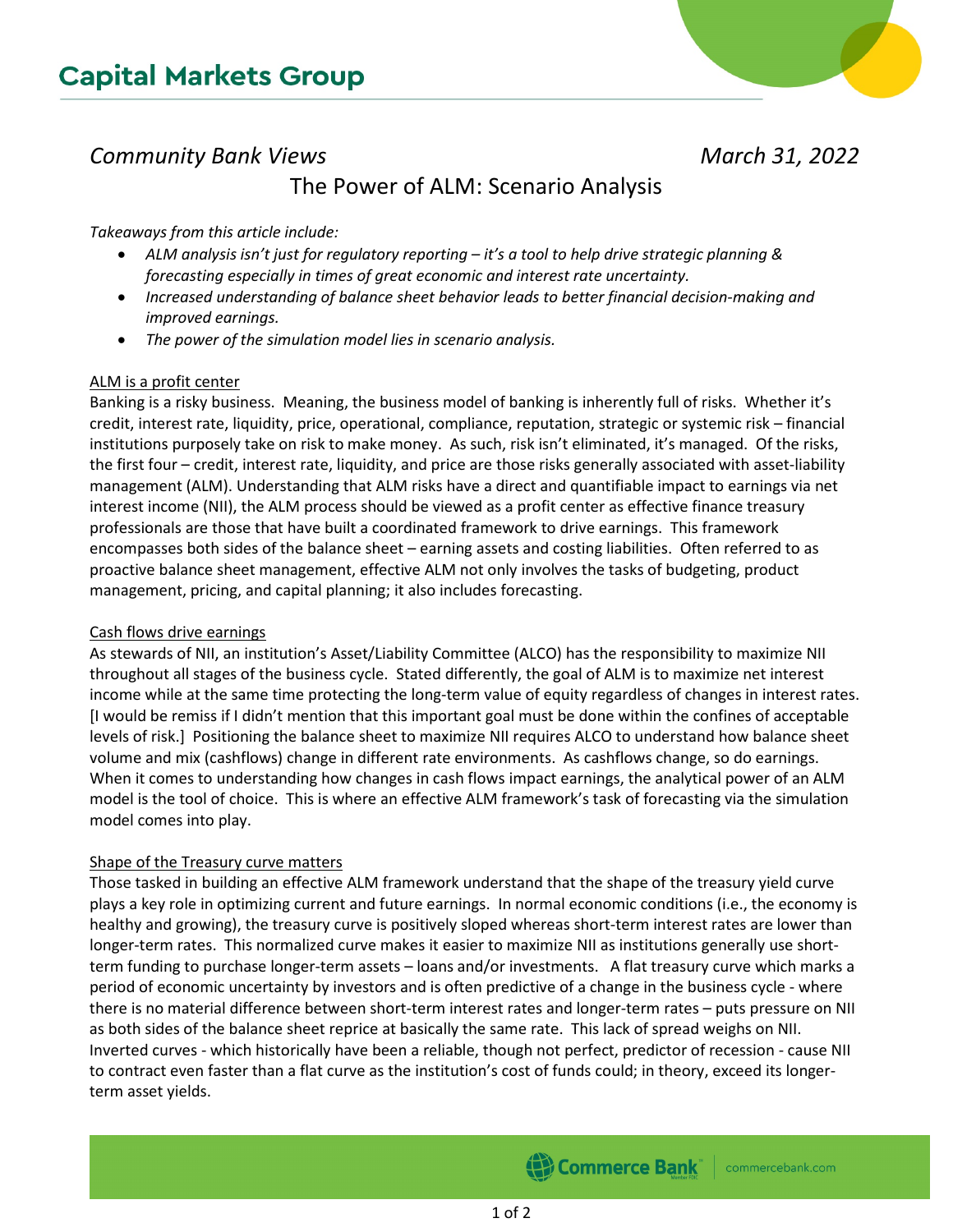# Capital Markets Group

*Community Bank Views* *March 31, 2022*

## The Power of ALM: Scenario Analysis

*Takeaways from this article include:*

- *ALM analysis isn't just for regulatory reporting – it's a tool to help drive strategic planning & forecasting especially in times of great economic and interest rate uncertainty.*
- *Increased understanding of balance sheet behavior leads to better financial decision-making and improved earnings.*
- *The power of the simulation model lies in scenario analysis.*

### ALM is a profit center

Banking is a risky business. Meaning, the business model of banking is inherently full of risks. Whether it's credit, interest rate, liquidity, price, operational, compliance, reputation, strategic or systemic risk – financial institutions purposely take on risk to make money. As such, risk isn't eliminated, it's managed. Of the risks, the first four – credit, interest rate, liquidity, and price are those risks generally associated with asset-liability management (ALM). Understanding that ALM risks have a direct and quantifiable impact to earnings via net interest income (NII), the ALM process should be viewed as a profit center as effective finance treasury professionals are those that have built a coordinated framework to drive earnings. This framework encompasses both sides of the balance sheet – earning assets and costing liabilities. Often referred to as proactive balance sheet management, effective ALM not only involves the tasks of budgeting, product management, pricing, and capital planning; it also includes forecasting.

### Cash flows drive earnings

As stewards of NII, an institution's Asset/Liability Committee (ALCO) has the responsibility to maximize NII throughout all stages of the business cycle. Stated differently, the goal of ALM is to maximize net interest income while at the same time protecting the long-term value of equity regardless of changes in interest rates. [I would be remiss if I didn't mention that this important goal must be done within the confines of acceptable levels of risk.] Positioning the balance sheet to maximize NII requires ALCO to understand how balance sheet volume and mix (cashflows) change in different rate environments. As cashflows change, so do earnings. When it comes to understanding how changes in cash flows impact earnings, the analytical power of an ALM model is the tool of choice. This is where an effective ALM framework's task of forecasting via the simulation model comes into play.

### Shape of the Treasury curve matters

Those tasked in building an effective ALM framework understand that the shape of the treasury yield curve plays a key role in optimizing current and future earnings. In normal economic conditions (i.e., the economy is healthy and growing), the treasury curve is positively sloped whereas short-term interest rates are lower than longer-term rates. This normalized curve makes it easier to maximize NII as institutions generally use short-term funding to purchase longer-term assets – loans and/or investments. A flat treasury curve which marks a period of economic uncertainty by investors and is often predictive of a change in the business cycle - where there is no material difference between short-term interest rates and longer-term rates – puts pressure on NII as both sides of the balance sheet reprice at basically the same rate. This lack of spread weighs on NII. Inverted curves - which historically have been a reliable, though not perfect, predictor of recession - cause NII to contract even faster than a flat curve as the institution's cost of funds could; in theory, exceed its longer-term asset yields.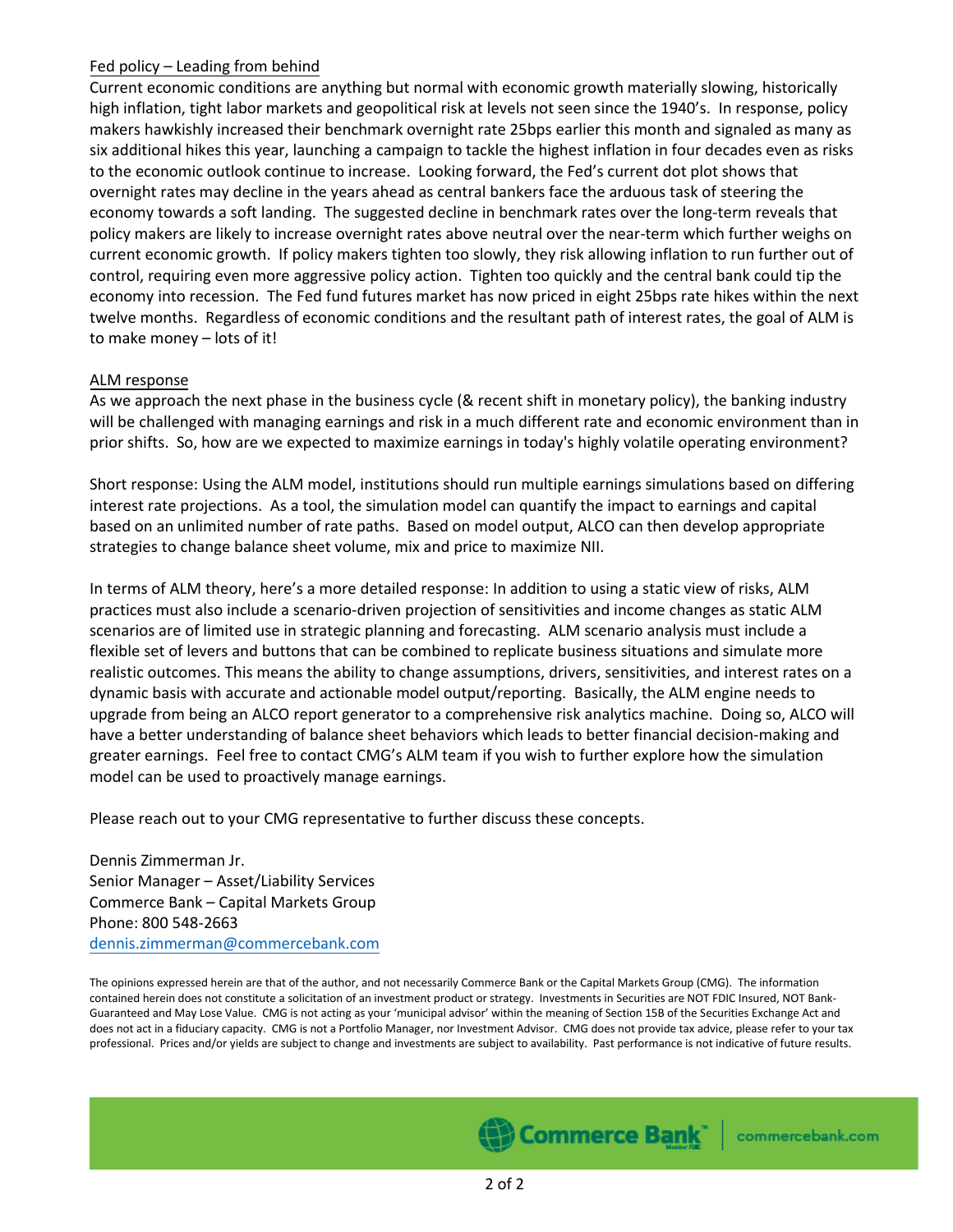## Fed policy – Leading from behind

Current economic conditions are anything but normal with economic growth materially slowing, historically high inflation, tight labor markets and geopolitical risk at levels not seen since the 1940's. In response, policy makers hawkishly increased their benchmark overnight rate 25bps earlier this month and signaled as many as six additional hikes this year, launching a campaign to tackle the highest inflation in four decades even as risks to the economic outlook continue to increase. Looking forward, the Fed's current dot plot shows that overnight rates may decline in the years ahead as central bankers face the arduous task of steering the economy towards a soft landing. The suggested decline in benchmark rates over the long-term reveals that policy makers are likely to increase overnight rates above neutral over the near-term which further weighs on current economic growth. If policy makers tighten too slowly, they risk allowing inflation to run further out of control, requiring even more aggressive policy action. Tighten too quickly and the central bank could tip the economy into recession. The Fed fund futures market has now priced in eight 25bps rate hikes within the next twelve months. Regardless of economic conditions and the resultant path of interest rates, the goal of ALM is to make money – lots of it!

## ALM response

As we approach the next phase in the business cycle (& recent shift in monetary policy), the banking industry will be challenged with managing earnings and risk in a much different rate and economic environment than in prior shifts. So, how are we expected to maximize earnings in today's highly volatile operating environment?

Short response: Using the ALM model, institutions should run multiple earnings simulations based on differing interest rate projections. As a tool, the simulation model can quantify the impact to earnings and capital based on an unlimited number of rate paths. Based on model output, ALCO can then develop appropriate strategies to change balance sheet volume, mix and price to maximize NII.

In terms of ALM theory, here's a more detailed response: In addition to using a static view of risks, ALM practices must also include a scenario-driven projection of sensitivities and income changes as static ALM scenarios are of limited use in strategic planning and forecasting. ALM scenario analysis must include a flexible set of levers and buttons that can be combined to replicate business situations and simulate more realistic outcomes. This means the ability to change assumptions, drivers, sensitivities, and interest rates on a dynamic basis with accurate and actionable model output/reporting. Basically, the ALM engine needs to upgrade from being an ALCO report generator to a comprehensive risk analytics machine. Doing so, ALCO will have a better understanding of balance sheet behaviors which leads to better financial decision-making and greater earnings. Feel free to contact CMG's ALM team if you wish to further explore how the simulation model can be used to proactively manage earnings.

Please reach out to your CMG representative to further discuss these concepts.

Dennis Zimmerman Jr.
Senior Manager – Asset/Liability Services
Commerce Bank – Capital Markets Group
Phone: 800 548-2663
dennis.zimmerman@commercebank.com

The opinions expressed herein are that of the author, and not necessarily Commerce Bank or the Capital Markets Group (CMG). The information contained herein does not constitute a solicitation of an investment product or strategy. Investments in Securities are NOT FDIC Insured, NOT Bank-Guaranteed and May Lose Value. CMG is not acting as your 'municipal advisor' within the meaning of Section 15B of the Securities Exchange Act and does not act in a fiduciary capacity. CMG is not a Portfolio Manager, nor Investment Advisor. CMG does not provide tax advice, please refer to your tax professional. Prices and/or yields are subject to change and investments are subject to availability. Past performance is not indicative of future results.

Commerce Bank | commercebank.com